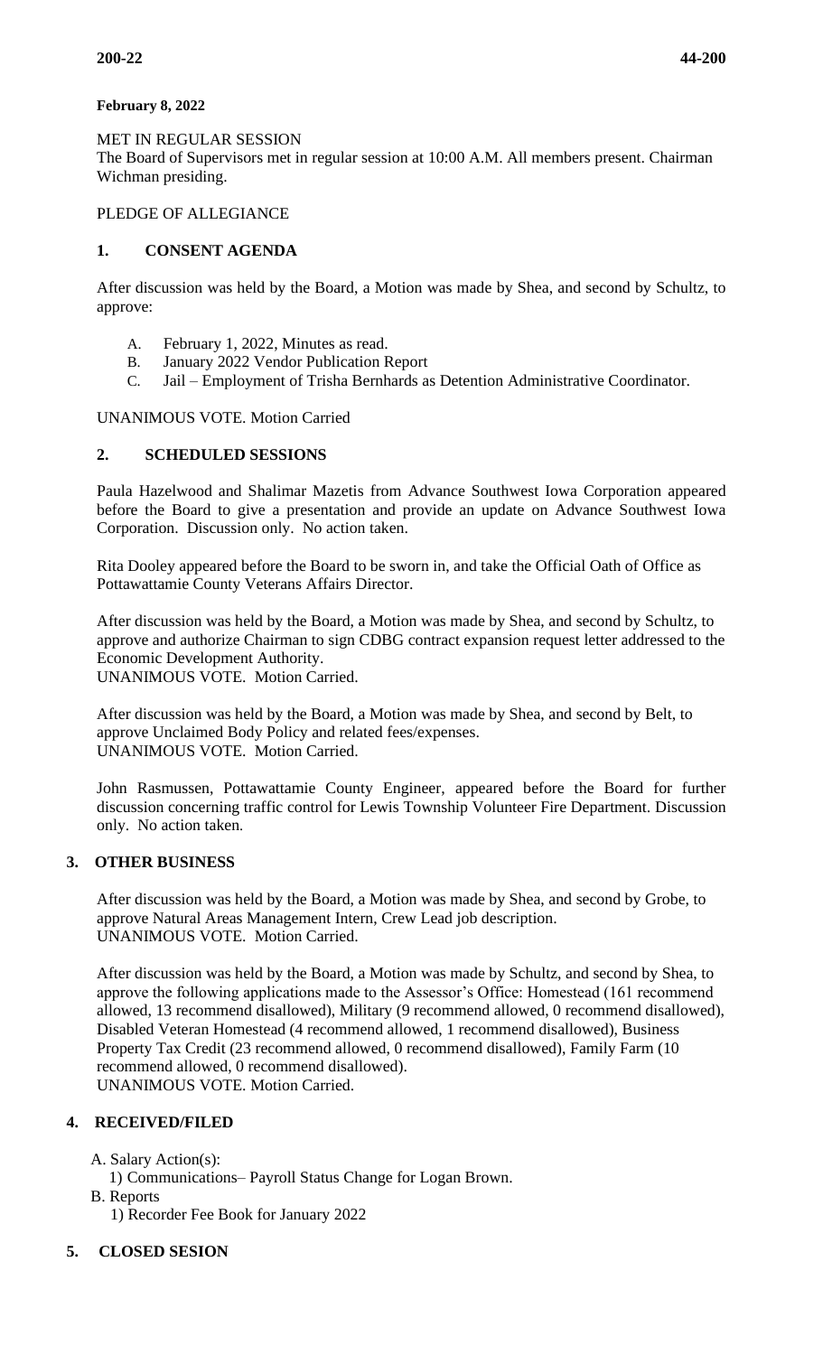**February 8, 2022**

MET IN REGULAR SESSION
The Board of Supervisors met in regular session at 10:00 A.M. All members present. Chairman Wichman presiding.

PLEDGE OF ALLEGIANCE

## 1. CONSENT AGENDA

After discussion was held by the Board, a Motion was made by Shea, and second by Schultz, to approve:

A. February 1, 2022, Minutes as read.
B. January 2022 Vendor Publication Report
C. Jail – Employment of Trisha Bernhards as Detention Administrative Coordinator.

UNANIMOUS VOTE. Motion Carried

## 2. SCHEDULED SESSIONS

Paula Hazelwood and Shalimar Mazetis from Advance Southwest Iowa Corporation appeared before the Board to give a presentation and provide an update on Advance Southwest Iowa Corporation. Discussion only. No action taken.

Rita Dooley appeared before the Board to be sworn in, and take the Official Oath of Office as Pottawattamie County Veterans Affairs Director.

After discussion was held by the Board, a Motion was made by Shea, and second by Schultz, to approve and authorize Chairman to sign CDBG contract expansion request letter addressed to the Economic Development Authority.
UNANIMOUS VOTE. Motion Carried.

After discussion was held by the Board, a Motion was made by Shea, and second by Belt, to approve Unclaimed Body Policy and related fees/expenses.
UNANIMOUS VOTE. Motion Carried.

John Rasmussen, Pottawattamie County Engineer, appeared before the Board for further discussion concerning traffic control for Lewis Township Volunteer Fire Department. Discussion only. No action taken.

## 3. OTHER BUSINESS

After discussion was held by the Board, a Motion was made by Shea, and second by Grobe, to approve Natural Areas Management Intern, Crew Lead job description.
UNANIMOUS VOTE. Motion Carried.

After discussion was held by the Board, a Motion was made by Schultz, and second by Shea, to approve the following applications made to the Assessor's Office: Homestead (161 recommend allowed, 13 recommend disallowed), Military (9 recommend allowed, 0 recommend disallowed), Disabled Veteran Homestead (4 recommend allowed, 1 recommend disallowed), Business Property Tax Credit (23 recommend allowed, 0 recommend disallowed), Family Farm (10 recommend allowed, 0 recommend disallowed).
UNANIMOUS VOTE. Motion Carried.

## 4. RECEIVED/FILED

A. Salary Action(s):
  1) Communications– Payroll Status Change for Logan Brown.
B. Reports
  1) Recorder Fee Book for January 2022

## 5. CLOSED SESION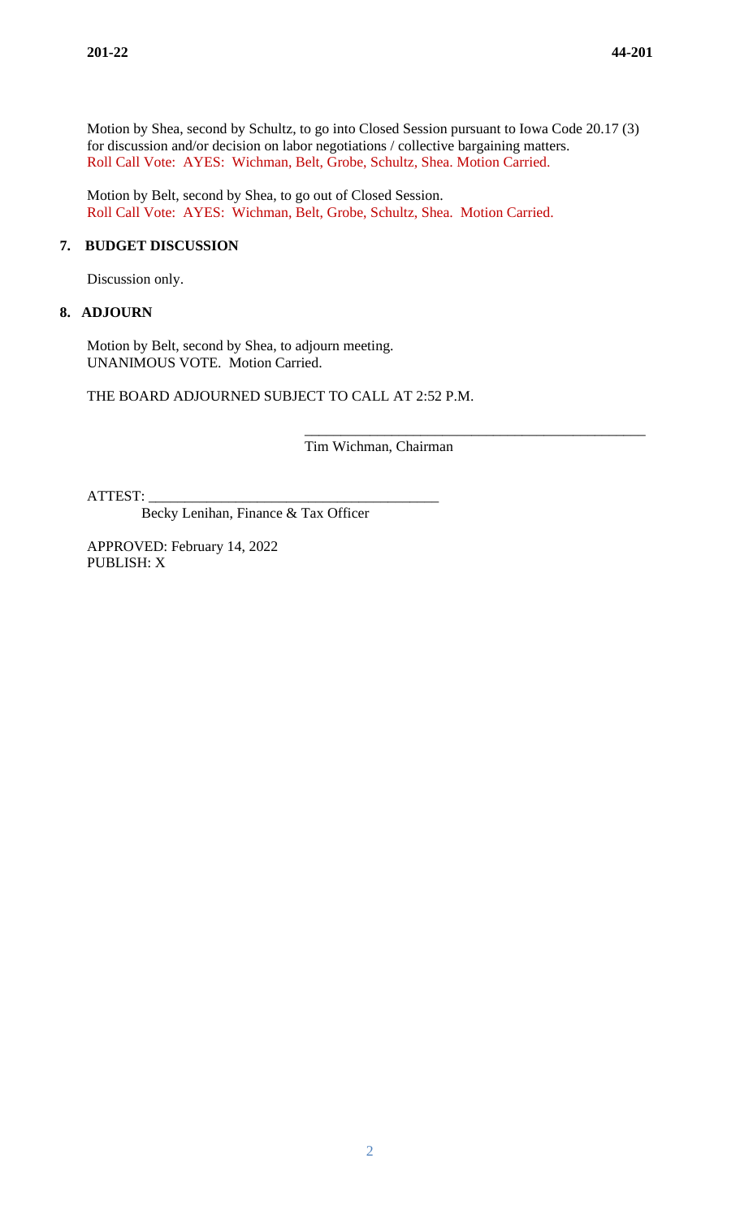Motion by Shea, second by Schultz, to go into Closed Session pursuant to Iowa Code 20.17 (3) for discussion and/or decision on labor negotiations / collective bargaining matters.
Roll Call Vote: AYES: Wichman, Belt, Grobe, Schultz, Shea. Motion Carried.

Motion by Belt, second by Shea, to go out of Closed Session.
Roll Call Vote: AYES: Wichman, Belt, Grobe, Schultz, Shea. Motion Carried.

## 7. BUDGET DISCUSSION

Discussion only.

## 8. ADJOURN

Motion by Belt, second by Shea, to adjourn meeting.
UNANIMOUS VOTE. Motion Carried.

THE BOARD ADJOURNED SUBJECT TO CALL AT 2:52 P.M.

\_\_\_\_\_\_\_\_\_\_\_\_\_\_\_\_\_\_\_\_\_\_\_\_\_\_\_\_\_\_\_\_\_\_\_\_\_\_\_\_\_\_\_\_
Tim Wichman, Chairman

ATTEST: \_\_\_\_\_\_\_\_\_\_\_\_\_\_\_\_\_\_\_\_\_\_\_\_\_\_\_\_\_\_\_\_\_\_\_\_\_\_\_
Becky Lenihan, Finance & Tax Officer

APPROVED: February 14, 2022
PUBLISH: X